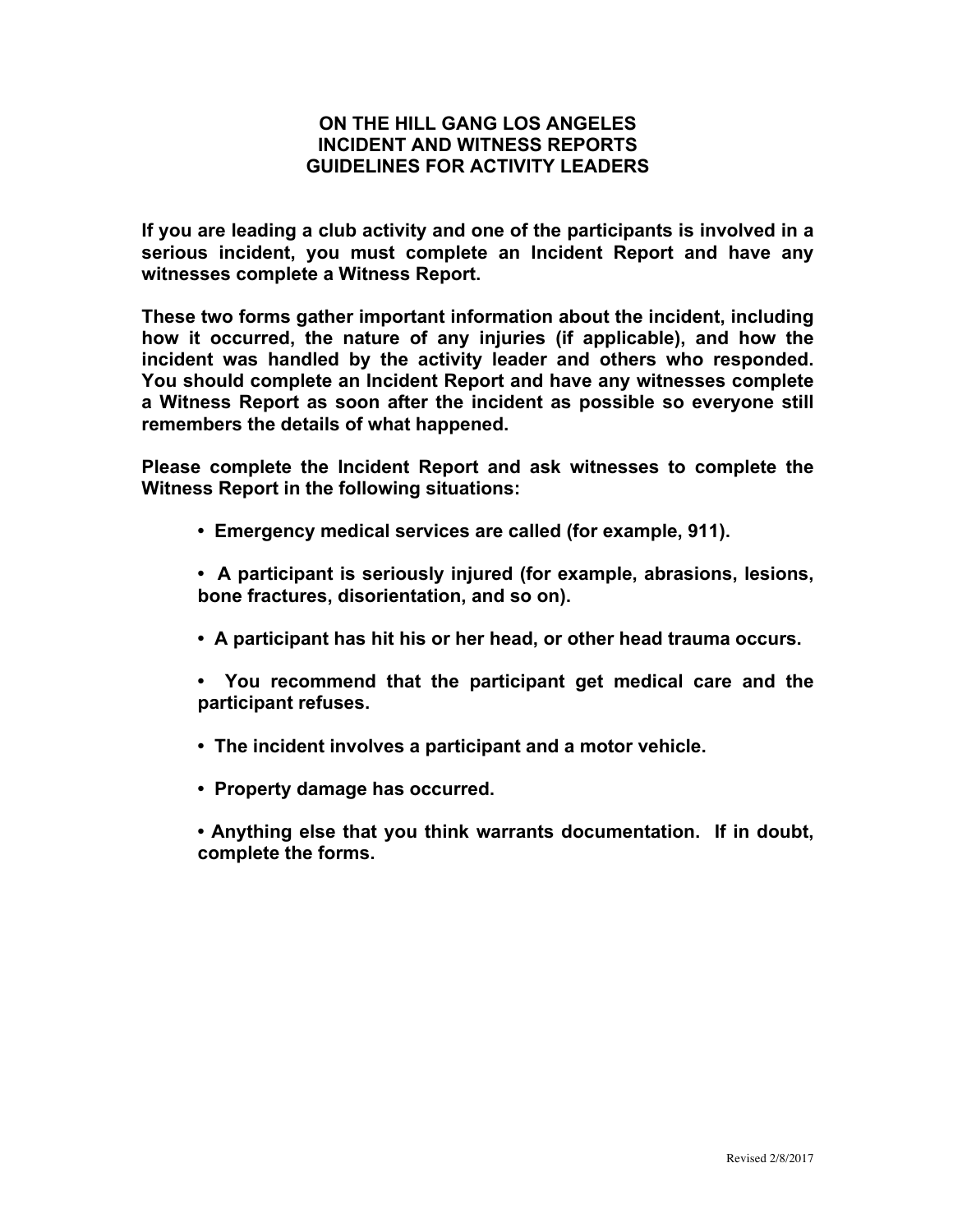# ON THE HILL GANG LOS ANGELES
## INCIDENT AND WITNESS REPORTS
## GUIDELINES FOR ACTIVITY LEADERS

**If you are leading a club activity and one of the participants is involved in a serious incident, you must complete an Incident Report and have any witnesses complete a Witness Report.**

**These two forms gather important information about the incident, including how it occurred, the nature of any injuries (if applicable), and how the incident was handled by the activity leader and others who responded. You should complete an Incident Report and have any witnesses complete a Witness Report as soon after the incident as possible so everyone still remembers the details of what happened.**

**Please complete the Incident Report and ask witnesses to complete the Witness Report in the following situations:**

- **Emergency medical services are called (for example, 911).**
- **A participant is seriously injured (for example, abrasions, lesions, bone fractures, disorientation, and so on).**
- **A participant has hit his or her head, or other head trauma occurs.**
- **You recommend that the participant get medical care and the participant refuses.**
- **The incident involves a participant and a motor vehicle.**
- **Property damage has occurred.**
- **Anything else that you think warrants documentation. If in doubt, complete the forms.**

Revised 2/8/2017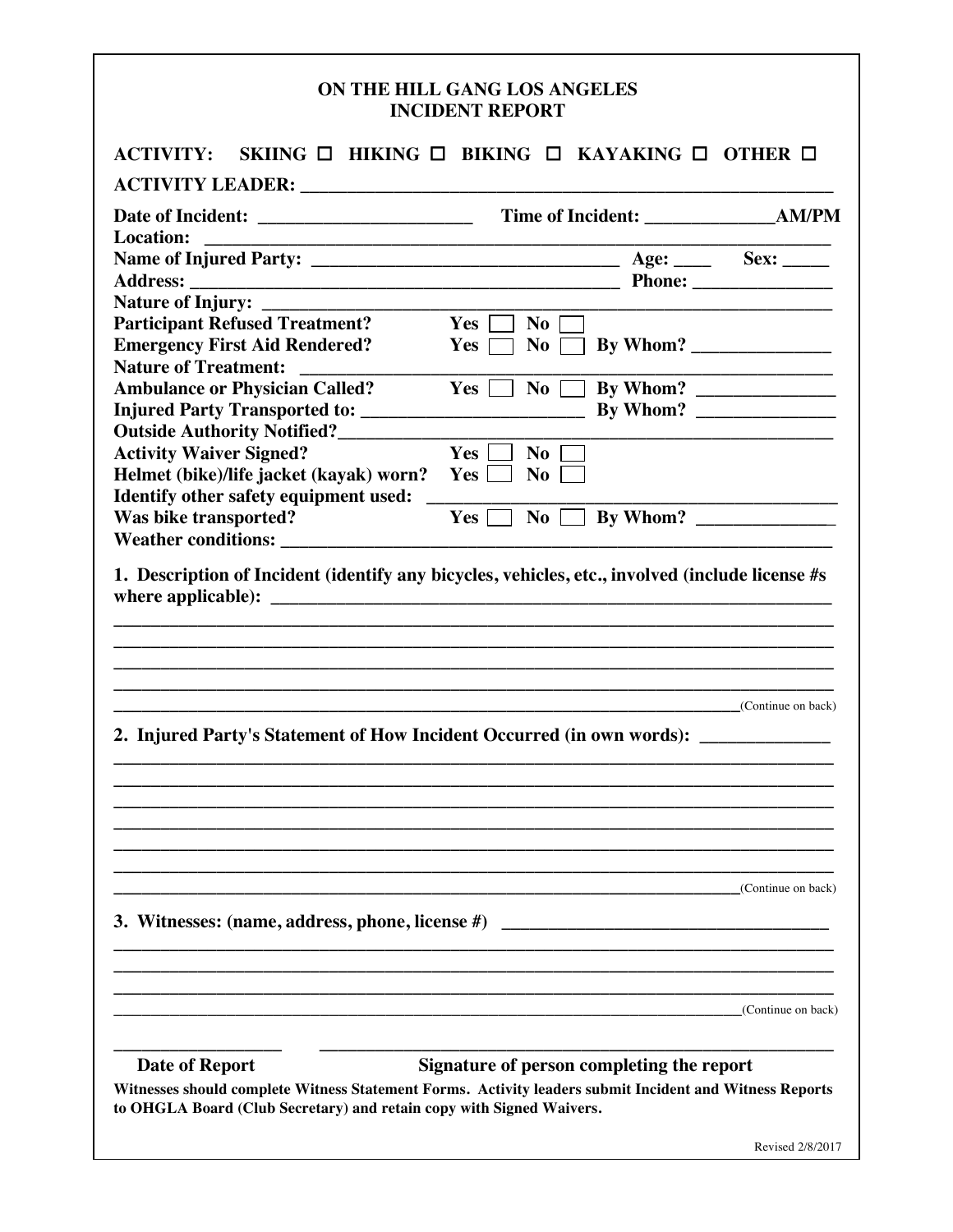# ON THE HILL GANG LOS ANGELES
## INCIDENT REPORT

**ACTIVITY:** SKIING ☐ HIKING ☐ BIKING ☐ KAYAKING ☐ OTHER ☐

**ACTIVITY LEADER:** ____________________________________________________________

**Date of Incident:** ______________________ **Time of Incident:** _____________AM/PM

**Location:** ____________________________________________________________________

**Name of Injured Party:** ________________________________ **Age:** ____ **Sex:** _____

**Address:** ____________________________________________ **Phone:** ______________

**Nature of Injury:** _______________________________________________________________

**Participant Refused Treatment?** Yes ☐ No ☐

**Emergency First Aid Rendered?** Yes ☐ No ☐ **By Whom?** ______________

**Nature of Treatment:** ____________________________________________________________

**Ambulance or Physician Called?** Yes ☐ No ☐ **By Whom?** ______________

**Injured Party Transported to:** _______________________ **By Whom?** ______________

**Outside Authority Notified?**______________________________________________________

**Activity Waiver Signed?** Yes ☐ No ☐

**Helmet (bike)/life jacket (kayak) worn?** Yes ☐ No ☐

**Identify other safety equipment used:** __________________________________________

**Was bike transported?** Yes ☐ No ☐ **By Whom?** ______________

**Weather conditions:** _____________________________________________________________

**1. Description of Incident (identify any bicycles, vehicles, etc., involved (include license #s where applicable):** _____________________________________________________________

__________________________________________________________________________

__________________________________________________________________________

__________________________________________________________________________

__________________________________________________________________________

__________________________________________________________________________ (Continue on back)

**2. Injured Party's Statement of How Incident Occurred (in own words):** _____________

__________________________________________________________________________

__________________________________________________________________________

__________________________________________________________________________

__________________________________________________________________________

__________________________________________________________________________

__________________________________________________________________________

__________________________________________________________________________ (Continue on back)

**3. Witnesses: (name, address, phone, license #)** __________________________________

__________________________________________________________________________

__________________________________________________________________________

__________________________________________________________________________

__________________________________________________________________________ (Continue on back)

__________________ ________________________________________________

**Date of Report** **Signature of person completing the report**

**Witnesses should complete Witness Statement Forms. Activity leaders submit Incident and Witness Reports to OHGLA Board (Club Secretary) and retain copy with Signed Waivers.**

Revised 2/8/2017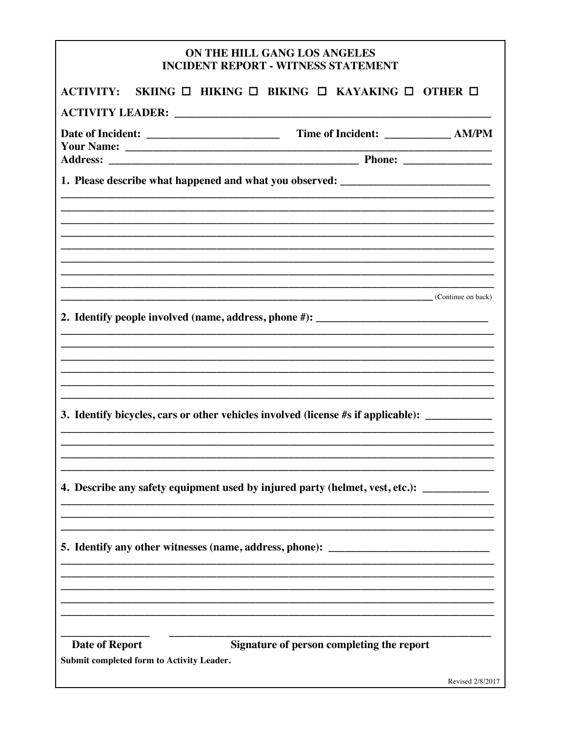# ON THE HILL GANG LOS ANGELES
## INCIDENT REPORT - WITNESS STATEMENT

**ACTIVITY:** SKIING ☐ HIKING ☐ BIKING ☐ KAYAKING ☐ OTHER ☐

**ACTIVITY LEADER:** ______________________________________________

**Date of Incident:** ______________________ **Time of Incident:** __________ **AM/PM**

**Your Name:** ______________________________________________

**Address:** ______________________________________ **Phone:** ______________

**1. Please describe what happened and what you observed:** ______________________

_____________________________________________________________________

_____________________________________________________________________

_____________________________________________________________________

_____________________________________________________________________

_____________________________________________________________________

_____________________________________________________________________

_____________________________________________________________________

_____________________________________________________________________

_______________________________________________________________ (Continue on back)

**2. Identify people involved (name, address, phone #):** __________________________

_____________________________________________________________________

_____________________________________________________________________

_____________________________________________________________________

_____________________________________________________________________

_____________________________________________________________________

**3. Identify bicycles, cars or other vehicles involved (license #s if applicable):** __________

_____________________________________________________________________

_____________________________________________________________________

_____________________________________________________________________

_____________________________________________________________________

**4. Describe any safety equipment used by injured party (helmet, vest, etc.):** __________

_____________________________________________________________________

_____________________________________________________________________

_____________________________________________________________________

**5. Identify any other witnesses (name, address, phone):** ________________________

_____________________________________________________________________

_____________________________________________________________________

_____________________________________________________________________

_____________________________________________________________________

_____________________________________________________________________

_______________ ______________________________________________

**Date of Report** **Signature of person completing the report**

**Submit completed form to Activity Leader.**

Revised 2/8/2017